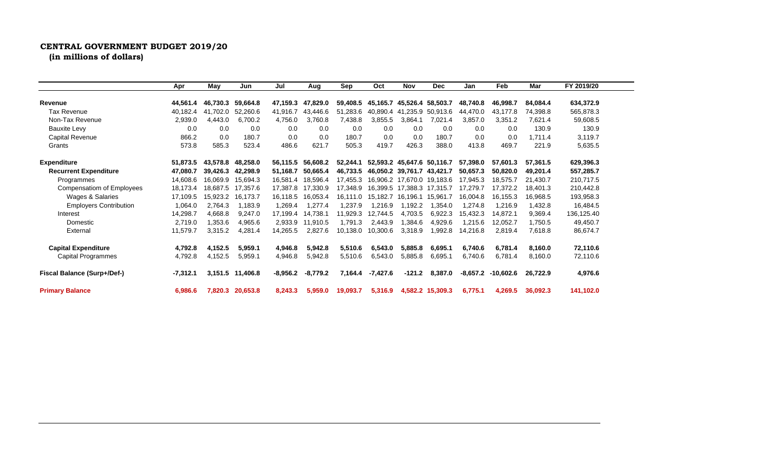# CENTRAL GOVERNMENT BUDGET 2019/20

**(in millions of dollars)**

| | Apr | May | Jun | Jul | Aug | Sep | Oct | Nov | Dec | Jan | Feb | Mar | FY 2019/20 |
|---|---|---|---|---|---|---|---|---|---|---|---|---|---|
| **Revenue** | **44,561.4** | **46,730.3** | **59,664.8** | **47,159.3** | **47,829.0** | **59,408.5** | **45,165.7** | **45,526.4** | **58,503.7** | **48,740.8** | **46,998.7** | **84,084.4** | **634,372.9** |
| Tax Revenue | 40,182.4 | 41,702.0 | 52,260.6 | 41,916.7 | 43,446.6 | 51,283.6 | 40,890.4 | 41,235.9 | 50,913.6 | 44,470.0 | 43,177.8 | 74,398.8 | 565,878.3 |
| Non-Tax Revenue | 2,939.0 | 4,443.0 | 6,700.2 | 4,756.0 | 3,760.8 | 7,438.8 | 3,855.5 | 3,864.1 | 7,021.4 | 3,857.0 | 3,351.2 | 7,621.4 | 59,608.5 |
| Bauxite Levy | 0.0 | 0.0 | 0.0 | 0.0 | 0.0 | 0.0 | 0.0 | 0.0 | 0.0 | 0.0 | 0.0 | 130.9 | 130.9 |
| Capital Revenue | 866.2 | 0.0 | 180.7 | 0.0 | 0.0 | 180.7 | 0.0 | 0.0 | 180.7 | 0.0 | 0.0 | 1,711.4 | 3,119.7 |
| Grants | 573.8 | 585.3 | 523.4 | 486.6 | 621.7 | 505.3 | 419.7 | 426.3 | 388.0 | 413.8 | 469.7 | 221.9 | 5,635.5 |
| **Expenditure** | **51,873.5** | **43,578.8** | **48,258.0** | **56,115.5** | **56,608.2** | **52,244.1** | **52,593.2** | **45,647.6** | **50,116.7** | **57,398.0** | **57,601.3** | **57,361.5** | **629,396.3** |
| **Recurrent Expenditure** | **47,080.7** | **39,426.3** | **42,298.9** | **51,168.7** | **50,665.4** | **46,733.5** | **46,050.2** | **39,761.7** | **43,421.7** | **50,657.3** | **50,820.0** | **49,201.4** | **557,285.7** |
| Programmes | 14,608.6 | 16,069.9 | 15,694.3 | 16,581.4 | 18,596.4 | 17,455.3 | 16,906.2 | 17,670.0 | 19,183.6 | 17,945.3 | 18,575.7 | 21,430.7 | 210,717.5 |
| Compensatiom of Employees | 18,173.4 | 18,687.5 | 17,357.6 | 17,387.8 | 17,330.9 | 17,348.9 | 16,399.5 | 17,388.3 | 17,315.7 | 17,279.7 | 17,372.2 | 18,401.3 | 210,442.8 |
| Wages & Salaries | 17,109.5 | 15,923.2 | 16,173.7 | 16,118.5 | 16,053.4 | 16,111.0 | 15,182.7 | 16,196.1 | 15,961.7 | 16,004.8 | 16,155.3 | 16,968.5 | 193,958.3 |
| Employers Contribution | 1,064.0 | 2,764.3 | 1,183.9 | 1,269.4 | 1,277.4 | 1,237.9 | 1,216.9 | 1,192.2 | 1,354.0 | 1,274.8 | 1,216.9 | 1,432.8 | 16,484.5 |
| Interest | 14,298.7 | 4,668.8 | 9,247.0 | 17,199.4 | 14,738.1 | 11,929.3 | 12,744.5 | 4,703.5 | 6,922.3 | 15,432.3 | 14,872.1 | 9,369.4 | 136,125.40 |
| Domestic | 2,719.0 | 1,353.6 | 4,965.6 | 2,933.9 | 11,910.5 | 1,791.3 | 2,443.9 | 1,384.6 | 4,929.6 | 1,215.6 | 12,052.7 | 1,750.5 | 49,450.7 |
| External | 11,579.7 | 3,315.2 | 4,281.4 | 14,265.5 | 2,827.6 | 10,138.0 | 10,300.6 | 3,318.9 | 1,992.8 | 14,216.8 | 2,819.4 | 7,618.8 | 86,674.7 |
| **Capital Expenditure** | **4,792.8** | **4,152.5** | **5,959.1** | **4,946.8** | **5,942.8** | **5,510.6** | **6,543.0** | **5,885.8** | **6,695.1** | **6,740.6** | **6,781.4** | **8,160.0** | **72,110.6** |
| Capital Programmes | 4,792.8 | 4,152.5 | 5,959.1 | 4,946.8 | 5,942.8 | 5,510.6 | 6,543.0 | 5,885.8 | 6,695.1 | 6,740.6 | 6,781.4 | 8,160.0 | 72,110.6 |
| **Fiscal Balance (Surp+/Def-)** | **-7,312.1** | **3,151.5** | **11,406.8** | **-8,956.2** | **-8,779.2** | **7,164.4** | **-7,427.6** | **-121.2** | **8,387.0** | **-8,657.2** | **-10,602.6** | **26,722.9** | **4,976.6** |
| **Primary Balance** | **6,986.6** | **7,820.3** | **20,653.8** | **8,243.3** | **5,959.0** | **19,093.7** | **5,316.9** | **4,582.2** | **15,309.3** | **6,775.1** | **4,269.5** | **36,092.3** | **141,102.0** |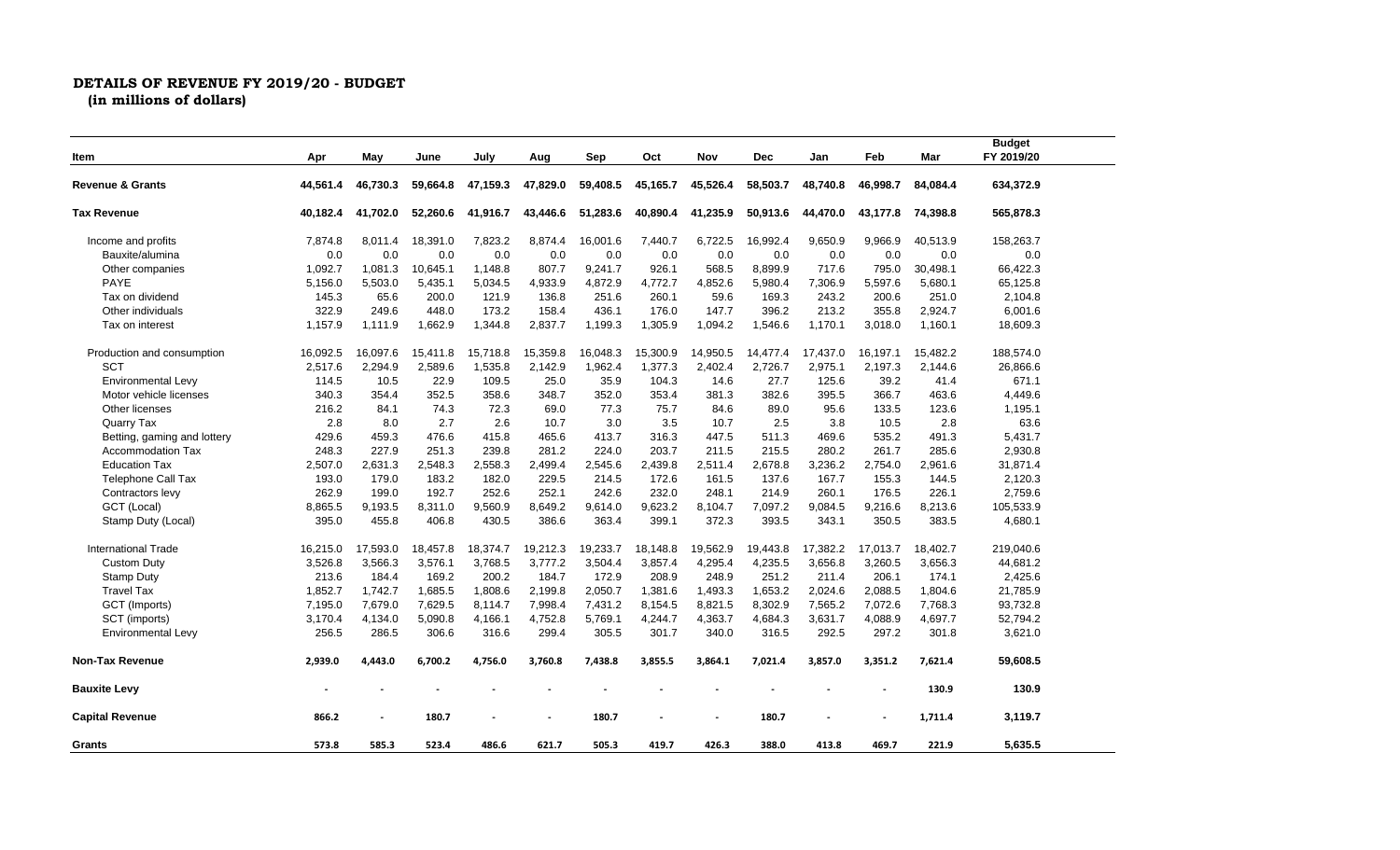**DETAILS OF REVENUE FY 2019/20 - BUDGET**
**(in millions of dollars)**

| Item | Apr | May | June | July | Aug | Sep | Oct | Nov | Dec | Jan | Feb | Mar | Budget FY 2019/20 |
|---|---|---|---|---|---|---|---|---|---|---|---|---|---|
| **Revenue & Grants** | **44,561.4** | **46,730.3** | **59,664.8** | **47,159.3** | **47,829.0** | **59,408.5** | **45,165.7** | **45,526.4** | **58,503.7** | **48,740.8** | **46,998.7** | **84,084.4** | **634,372.9** |
| **Tax Revenue** | **40,182.4** | **41,702.0** | **52,260.6** | **41,916.7** | **43,446.6** | **51,283.6** | **40,890.4** | **41,235.9** | **50,913.6** | **44,470.0** | **43,177.8** | **74,398.8** | **565,878.3** |
| Income and profits | 7,874.8 | 8,011.4 | 18,391.0 | 7,823.2 | 8,874.4 | 16,001.6 | 7,440.7 | 6,722.5 | 16,992.4 | 9,650.9 | 9,966.9 | 40,513.9 | 158,263.7 |
| Bauxite/alumina | 0.0 | 0.0 | 0.0 | 0.0 | 0.0 | 0.0 | 0.0 | 0.0 | 0.0 | 0.0 | 0.0 | 0.0 | 0.0 |
| Other companies | 1,092.7 | 1,081.3 | 10,645.1 | 1,148.8 | 807.7 | 9,241.7 | 926.1 | 568.5 | 8,899.9 | 717.6 | 795.0 | 30,498.1 | 66,422.3 |
| PAYE | 5,156.0 | 5,503.0 | 5,435.1 | 5,034.5 | 4,933.9 | 4,872.9 | 4,772.7 | 4,852.6 | 5,980.4 | 7,306.9 | 5,597.6 | 5,680.1 | 65,125.8 |
| Tax on dividend | 145.3 | 65.6 | 200.0 | 121.9 | 136.8 | 251.6 | 260.1 | 59.6 | 169.3 | 243.2 | 200.6 | 251.0 | 2,104.8 |
| Other individuals | 322.9 | 249.6 | 448.0 | 173.2 | 158.4 | 436.1 | 176.0 | 147.7 | 396.2 | 213.2 | 355.8 | 2,924.7 | 6,001.6 |
| Tax on interest | 1,157.9 | 1,111.9 | 1,662.9 | 1,344.8 | 2,837.7 | 1,199.3 | 1,305.9 | 1,094.2 | 1,546.6 | 1,170.1 | 3,018.0 | 1,160.1 | 18,609.3 |
| Production and consumption | 16,092.5 | 16,097.6 | 15,411.8 | 15,718.8 | 15,359.8 | 16,048.3 | 15,300.9 | 14,950.5 | 14,477.4 | 17,437.0 | 16,197.1 | 15,482.2 | 188,574.0 |
| SCT | 2,517.6 | 2,294.9 | 2,589.6 | 1,535.8 | 2,142.9 | 1,962.4 | 1,377.3 | 2,402.4 | 2,726.7 | 2,975.1 | 2,197.3 | 2,144.6 | 26,866.6 |
| Environmental Levy | 114.5 | 10.5 | 22.9 | 109.5 | 25.0 | 35.9 | 104.3 | 14.6 | 27.7 | 125.6 | 39.2 | 41.4 | 671.1 |
| Motor vehicle licenses | 340.3 | 354.4 | 352.5 | 358.6 | 348.7 | 352.0 | 353.4 | 381.3 | 382.6 | 395.5 | 366.7 | 463.6 | 4,449.6 |
| Other licenses | 216.2 | 84.1 | 74.3 | 72.3 | 69.0 | 77.3 | 75.7 | 84.6 | 89.0 | 95.6 | 133.5 | 123.6 | 1,195.1 |
| Quarry Tax | 2.8 | 8.0 | 2.7 | 2.6 | 10.7 | 3.0 | 3.5 | 10.7 | 2.5 | 3.8 | 10.5 | 2.8 | 63.6 |
| Betting, gaming and lottery | 429.6 | 459.3 | 476.6 | 415.8 | 465.6 | 413.7 | 316.3 | 447.5 | 511.3 | 469.6 | 535.2 | 491.3 | 5,431.7 |
| Accommodation Tax | 248.3 | 227.9 | 251.3 | 239.8 | 281.2 | 224.0 | 203.7 | 211.5 | 215.5 | 280.2 | 261.7 | 285.6 | 2,930.8 |
| Education Tax | 2,507.0 | 2,631.3 | 2,548.3 | 2,558.3 | 2,499.4 | 2,545.6 | 2,439.8 | 2,511.4 | 2,678.8 | 3,236.2 | 2,754.0 | 2,961.6 | 31,871.4 |
| Telephone Call Tax | 193.0 | 179.0 | 183.2 | 182.0 | 229.5 | 214.5 | 172.6 | 161.5 | 137.6 | 167.7 | 155.3 | 144.5 | 2,120.3 |
| Contractors levy | 262.9 | 199.0 | 192.7 | 252.6 | 252.1 | 242.6 | 232.0 | 248.1 | 214.9 | 260.1 | 176.5 | 226.1 | 2,759.6 |
| GCT (Local) | 8,865.5 | 9,193.5 | 8,311.0 | 9,560.9 | 8,649.2 | 9,614.0 | 9,623.2 | 8,104.7 | 7,097.2 | 9,084.5 | 9,216.6 | 8,213.6 | 105,533.9 |
| Stamp Duty (Local) | 395.0 | 455.8 | 406.8 | 430.5 | 386.6 | 363.4 | 399.1 | 372.3 | 393.5 | 343.1 | 350.5 | 383.5 | 4,680.1 |
| International Trade | 16,215.0 | 17,593.0 | 18,457.8 | 18,374.7 | 19,212.3 | 19,233.7 | 18,148.8 | 19,562.9 | 19,443.8 | 17,382.2 | 17,013.7 | 18,402.7 | 219,040.6 |
| Custom Duty | 3,526.8 | 3,566.3 | 3,576.1 | 3,768.5 | 3,777.2 | 3,504.4 | 3,857.4 | 4,295.4 | 4,235.5 | 3,656.8 | 3,260.5 | 3,656.3 | 44,681.2 |
| Stamp Duty | 213.6 | 184.4 | 169.2 | 200.2 | 184.7 | 172.9 | 208.9 | 248.9 | 251.2 | 211.4 | 206.1 | 174.1 | 2,425.6 |
| Travel Tax | 1,852.7 | 1,742.7 | 1,685.5 | 1,808.6 | 2,199.8 | 2,050.7 | 1,381.6 | 1,493.3 | 1,653.2 | 2,024.6 | 2,088.5 | 1,804.6 | 21,785.9 |
| GCT (Imports) | 7,195.0 | 7,679.0 | 7,629.5 | 8,114.7 | 7,998.4 | 7,431.2 | 8,154.5 | 8,821.5 | 8,302.9 | 7,565.2 | 7,072.6 | 7,768.3 | 93,732.8 |
| SCT (imports) | 3,170.4 | 4,134.0 | 5,090.8 | 4,166.1 | 4,752.8 | 5,769.1 | 4,244.7 | 4,363.7 | 4,684.3 | 3,631.7 | 4,088.9 | 4,697.7 | 52,794.2 |
| Environmental Levy | 256.5 | 286.5 | 306.6 | 316.6 | 299.4 | 305.5 | 301.7 | 340.0 | 316.5 | 292.5 | 297.2 | 301.8 | 3,621.0 |
| **Non-Tax Revenue** | **2,939.0** | **4,443.0** | **6,700.2** | **4,756.0** | **3,760.8** | **7,438.8** | **3,855.5** | **3,864.1** | **7,021.4** | **3,857.0** | **3,351.2** | **7,621.4** | **59,608.5** |
| **Bauxite Levy** | - | - | - | - | - | - | - | - | - | - | - | **130.9** | **130.9** |
| **Capital Revenue** | **866.2** | - | **180.7** | - | - | **180.7** | - | - | **180.7** | - | - | **1,711.4** | **3,119.7** |
| **Grants** | **573.8** | **585.3** | **523.4** | **486.6** | **621.7** | **505.3** | **419.7** | **426.3** | **388.0** | **413.8** | **469.7** | **221.9** | **5,635.5** |